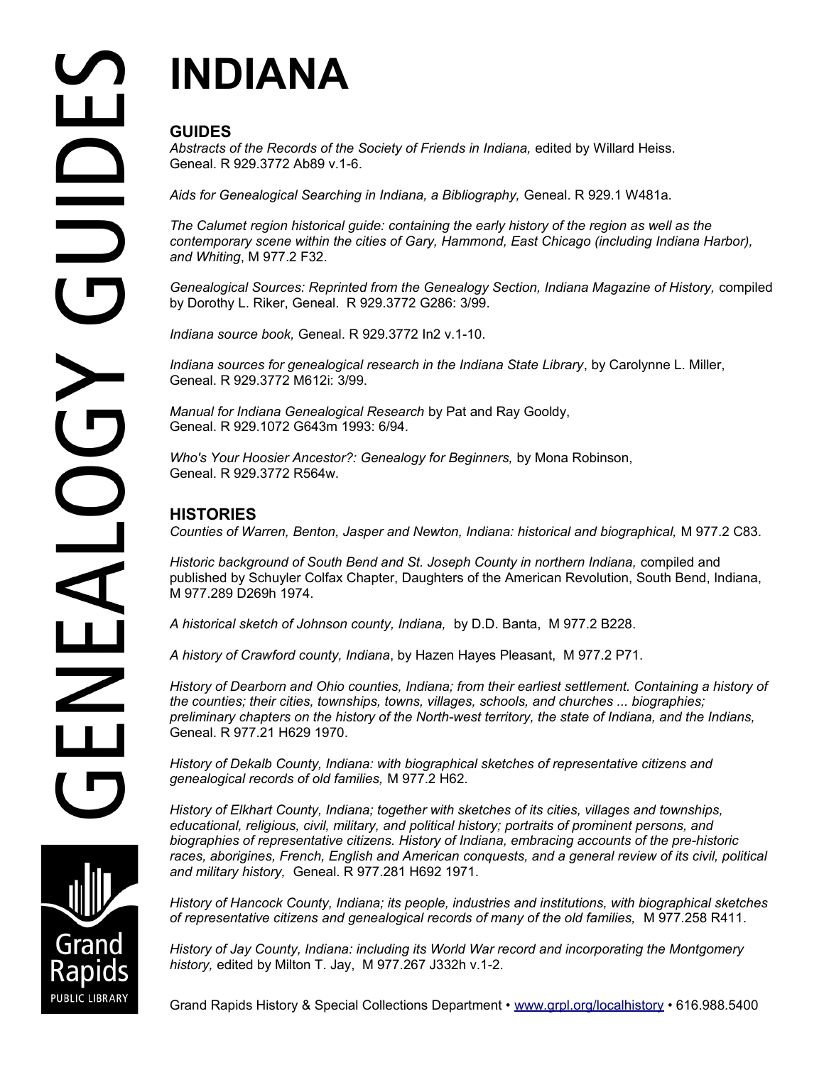# INDIANA

## GUIDES

*Abstracts of the Records of the Society of Friends in Indiana,* edited by Willard Heiss. Geneal. R 929.3772 Ab89 v.1-6.

*Aids for Genealogical Searching in Indiana, a Bibliography,* Geneal. R 929.1 W481a.

*The Calumet region historical guide: containing the early history of the region as well as the contemporary scene within the cities of Gary, Hammond, East Chicago (including Indiana Harbor), and Whiting*, M 977.2 F32.

*Genealogical Sources: Reprinted from the Genealogy Section, Indiana Magazine of History,* compiled by Dorothy L. Riker, Geneal. R 929.3772 G286: 3/99.

*Indiana source book,* Geneal. R 929.3772 In2 v.1-10.

*Indiana sources for genealogical research in the Indiana State Library*, by Carolynne L. Miller, Geneal. R 929.3772 M612i: 3/99.

*Manual for Indiana Genealogical Research* by Pat and Ray Gooldy, Geneal. R 929.1072 G643m 1993: 6/94.

*Who's Your Hoosier Ancestor?: Genealogy for Beginners,* by Mona Robinson, Geneal. R 929.3772 R564w.

## HISTORIES

*Counties of Warren, Benton, Jasper and Newton, Indiana: historical and biographical,* M 977.2 C83.

*Historic background of South Bend and St. Joseph County in northern Indiana,* compiled and published by Schuyler Colfax Chapter, Daughters of the American Revolution, South Bend, Indiana, M 977.289 D269h 1974.

*A historical sketch of Johnson county, Indiana,* by D.D. Banta, M 977.2 B228.

*A history of Crawford county, Indiana*, by Hazen Hayes Pleasant, M 977.2 P71.

*History of Dearborn and Ohio counties, Indiana; from their earliest settlement. Containing a history of the counties; their cities, townships, towns, villages, schools, and churches ... biographies; preliminary chapters on the history of the North-west territory, the state of Indiana, and the Indians,* Geneal. R 977.21 H629 1970.

*History of Dekalb County, Indiana: with biographical sketches of representative citizens and genealogical records of old families,* M 977.2 H62.

*History of Elkhart County, Indiana; together with sketches of its cities, villages and townships, educational, religious, civil, military, and political history; portraits of prominent persons, and biographies of representative citizens. History of Indiana, embracing accounts of the pre-historic races, aborigines, French, English and American conquests, and a general review of its civil, political and military history,* Geneal. R 977.281 H692 1971.

*History of Hancock County, Indiana; its people, industries and institutions, with biographical sketches of representative citizens and genealogical records of many of the old families,* M 977.258 R411.

*History of Jay County, Indiana: including its World War record and incorporating the Montgomery history,* edited by Milton T. Jay, M 977.267 J332h v.1-2.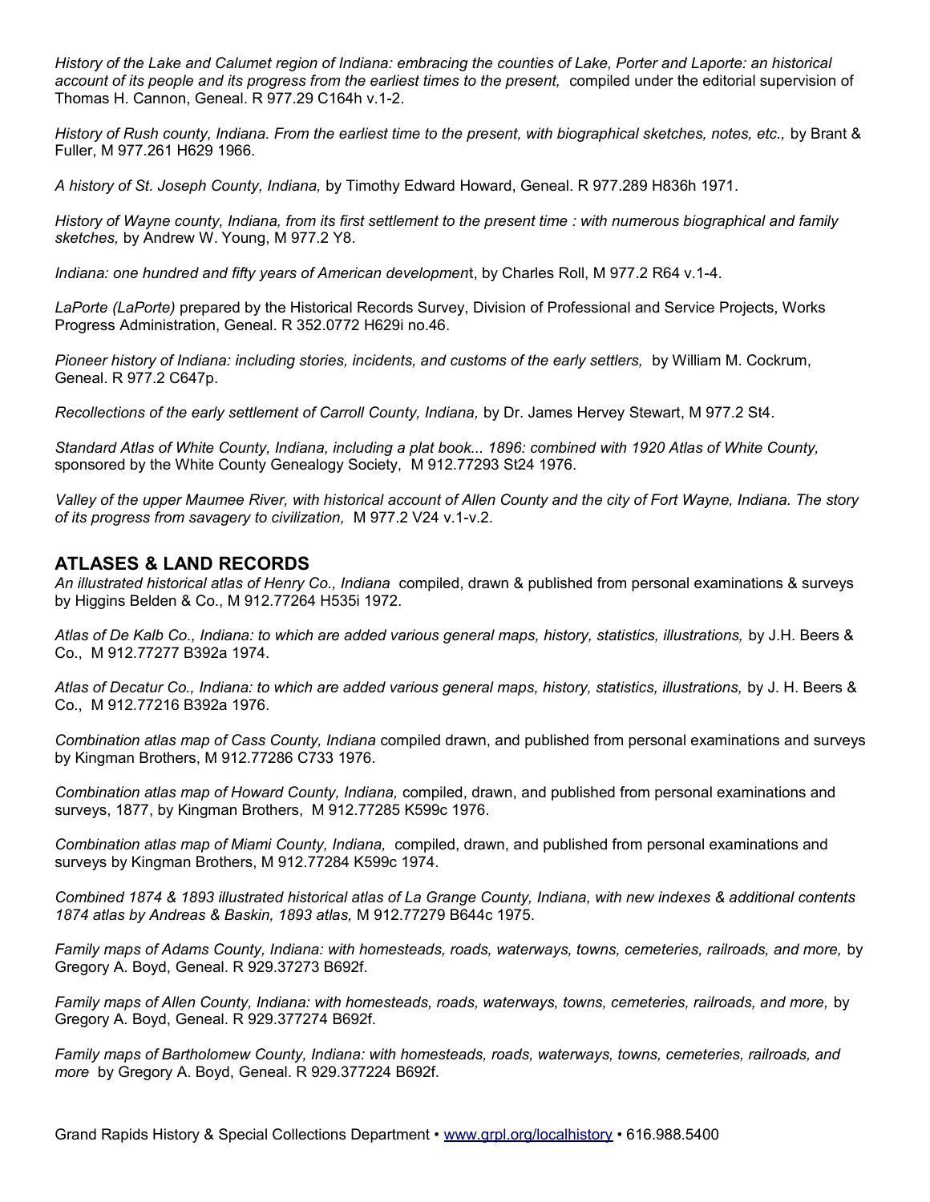*History of the Lake and Calumet region of Indiana: embracing the counties of Lake, Porter and Laporte: an historical account of its people and its progress from the earliest times to the present,* compiled under the editorial supervision of Thomas H. Cannon, Geneal. R 977.29 C164h v.1-2.

*History of Rush county, Indiana. From the earliest time to the present, with biographical sketches, notes, etc.,* by Brant & Fuller, M 977.261 H629 1966.

*A history of St. Joseph County, Indiana,* by Timothy Edward Howard, Geneal. R 977.289 H836h 1971.

*History of Wayne county, Indiana, from its first settlement to the present time : with numerous biographical and family sketches,* by Andrew W. Young, M 977.2 Y8.

*Indiana: one hundred and fifty years of American developmen*t, by Charles Roll, M 977.2 R64 v.1-4.

*LaPorte (LaPorte)* prepared by the Historical Records Survey, Division of Professional and Service Projects, Works Progress Administration, Geneal. R 352.0772 H629i no.46.

*Pioneer history of Indiana: including stories, incidents, and customs of the early settlers,* by William M. Cockrum, Geneal. R 977.2 C647p.

*Recollections of the early settlement of Carroll County, Indiana,* by Dr. James Hervey Stewart, M 977.2 St4.

*Standard Atlas of White County, Indiana, including a plat book... 1896: combined with 1920 Atlas of White County,* sponsored by the White County Genealogy Society, M 912.77293 St24 1976.

*Valley of the upper Maumee River, with historical account of Allen County and the city of Fort Wayne, Indiana. The story of its progress from savagery to civilization,* M 977.2 V24 v.1-v.2.

## ATLASES & LAND RECORDS

*An illustrated historical atlas of Henry Co., Indiana* compiled, drawn & published from personal examinations & surveys by Higgins Belden & Co., M 912.77264 H535i 1972.

*Atlas of De Kalb Co., Indiana: to which are added various general maps, history, statistics, illustrations,* by J.H. Beers & Co., M 912.77277 B392a 1974.

*Atlas of Decatur Co., Indiana: to which are added various general maps, history, statistics, illustrations,* by J. H. Beers & Co., M 912.77216 B392a 1976.

*Combination atlas map of Cass County, Indiana* compiled drawn, and published from personal examinations and surveys by Kingman Brothers, M 912.77286 C733 1976.

*Combination atlas map of Howard County, Indiana,* compiled, drawn, and published from personal examinations and surveys, 1877, by Kingman Brothers, M 912.77285 K599c 1976.

*Combination atlas map of Miami County, Indiana,* compiled, drawn, and published from personal examinations and surveys by Kingman Brothers, M 912.77284 K599c 1974.

*Combined 1874 & 1893 illustrated historical atlas of La Grange County, Indiana, with new indexes & additional contents 1874 atlas by Andreas & Baskin, 1893 atlas,* M 912.77279 B644c 1975.

*Family maps of Adams County, Indiana: with homesteads, roads, waterways, towns, cemeteries, railroads, and more,* by Gregory A. Boyd, Geneal. R 929.37273 B692f.

*Family maps of Allen County, Indiana: with homesteads, roads, waterways, towns, cemeteries, railroads, and more,* by Gregory A. Boyd, Geneal. R 929.377274 B692f.

*Family maps of Bartholomew County, Indiana: with homesteads, roads, waterways, towns, cemeteries, railroads, and more* by Gregory A. Boyd, Geneal. R 929.377224 B692f.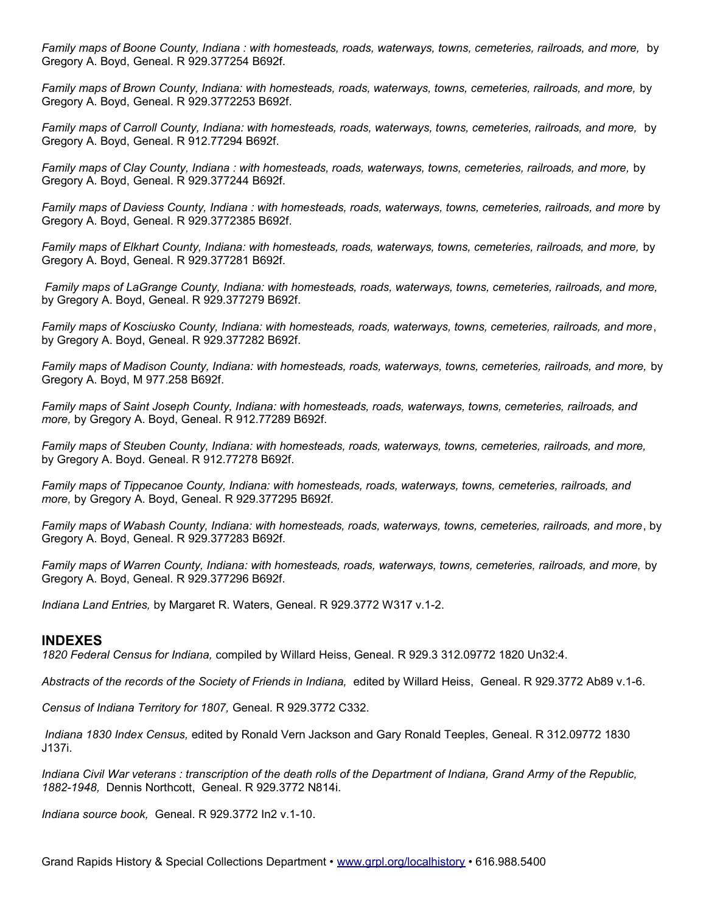*Family maps of Boone County, Indiana : with homesteads, roads, waterways, towns, cemeteries, railroads, and more,* by Gregory A. Boyd, Geneal. R 929.377254 B692f.

*Family maps of Brown County, Indiana: with homesteads, roads, waterways, towns, cemeteries, railroads, and more,* by Gregory A. Boyd, Geneal. R 929.3772253 B692f.

*Family maps of Carroll County, Indiana: with homesteads, roads, waterways, towns, cemeteries, railroads, and more,* by Gregory A. Boyd, Geneal. R 912.77294 B692f.

*Family maps of Clay County, Indiana : with homesteads, roads, waterways, towns, cemeteries, railroads, and more,* by Gregory A. Boyd, Geneal. R 929.377244 B692f.

*Family maps of Daviess County, Indiana : with homesteads, roads, waterways, towns, cemeteries, railroads, and more* by Gregory A. Boyd, Geneal. R 929.3772385 B692f.

*Family maps of Elkhart County, Indiana: with homesteads, roads, waterways, towns, cemeteries, railroads, and more,* by Gregory A. Boyd, Geneal. R 929.377281 B692f.

*Family maps of LaGrange County, Indiana: with homesteads, roads, waterways, towns, cemeteries, railroads, and more,* by Gregory A. Boyd, Geneal. R 929.377279 B692f.

*Family maps of Kosciusko County, Indiana: with homesteads, roads, waterways, towns, cemeteries, railroads, and more*, by Gregory A. Boyd, Geneal. R 929.377282 B692f.

*Family maps of Madison County, Indiana: with homesteads, roads, waterways, towns, cemeteries, railroads, and more,* by Gregory A. Boyd, M 977.258 B692f.

*Family maps of Saint Joseph County, Indiana: with homesteads, roads, waterways, towns, cemeteries, railroads, and more,* by Gregory A. Boyd, Geneal. R 912.77289 B692f.

*Family maps of Steuben County, Indiana: with homesteads, roads, waterways, towns, cemeteries, railroads, and more,* by Gregory A. Boyd. Geneal. R 912.77278 B692f.

*Family maps of Tippecanoe County, Indiana: with homesteads, roads, waterways, towns, cemeteries, railroads, and more,* by Gregory A. Boyd, Geneal. R 929.377295 B692f.

*Family maps of Wabash County, Indiana: with homesteads, roads, waterways, towns, cemeteries, railroads, and more*, by Gregory A. Boyd, Geneal. R 929.377283 B692f.

*Family maps of Warren County, Indiana: with homesteads, roads, waterways, towns, cemeteries, railroads, and more,* by Gregory A. Boyd, Geneal. R 929.377296 B692f.

*Indiana Land Entries,* by Margaret R. Waters, Geneal. R 929.3772 W317 v.1-2.

## INDEXES

*1820 Federal Census for Indiana,* compiled by Willard Heiss, Geneal. R 929.3 312.09772 1820 Un32:4.

*Abstracts of the records of the Society of Friends in Indiana,* edited by Willard Heiss, Geneal. R 929.3772 Ab89 v.1-6.

*Census of Indiana Territory for 1807,* Geneal. R 929.3772 C332.

*Indiana 1830 Index Census,* edited by Ronald Vern Jackson and Gary Ronald Teeples, Geneal. R 312.09772 1830 J137i.

*Indiana Civil War veterans : transcription of the death rolls of the Department of Indiana, Grand Army of the Republic, 1882-1948,* Dennis Northcott, Geneal. R 929.3772 N814i.

*Indiana source book,* Geneal. R 929.3772 In2 v.1-10.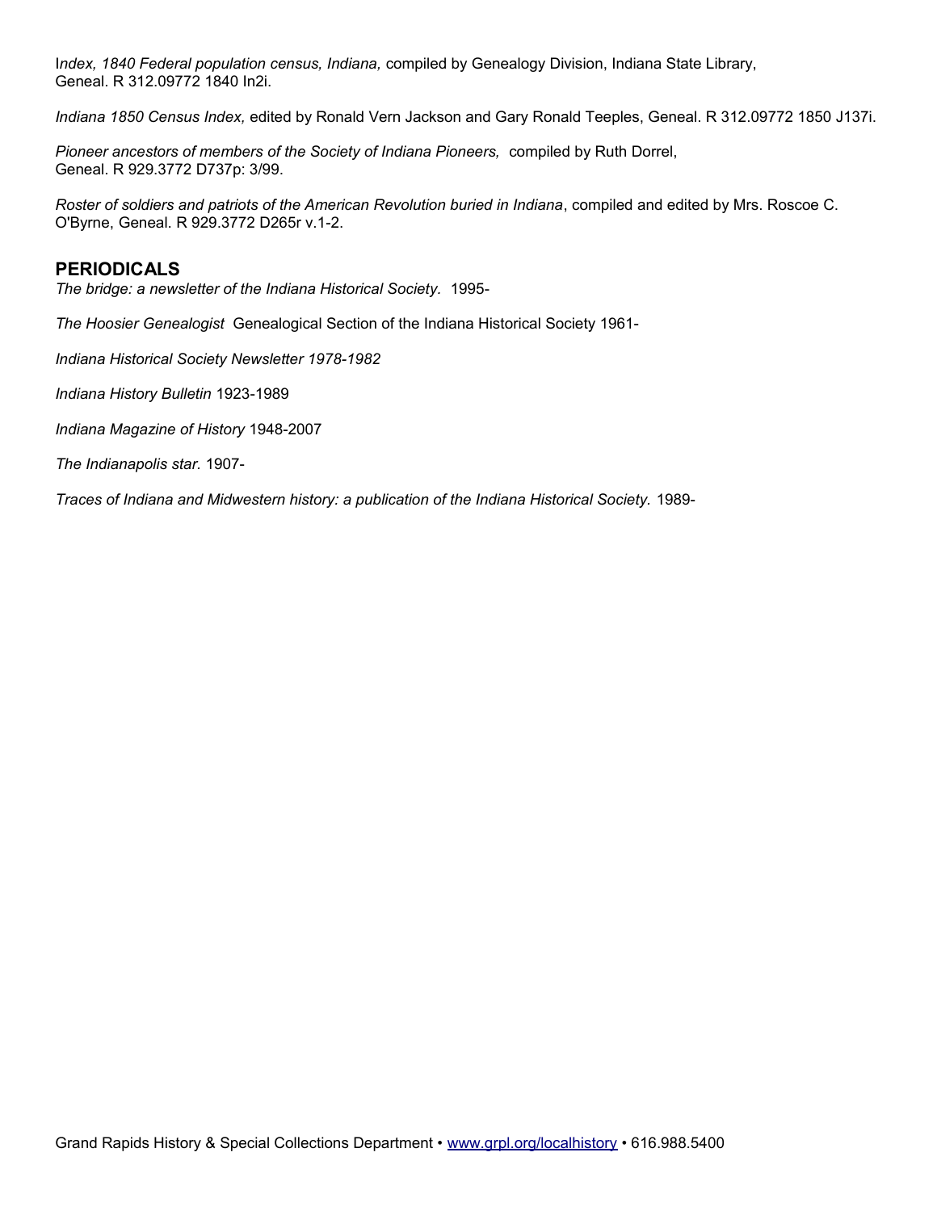*Index, 1840 Federal population census, Indiana,* compiled by Genealogy Division, Indiana State Library, Geneal. R 312.09772 1840 In2i.

*Indiana 1850 Census Index,* edited by Ronald Vern Jackson and Gary Ronald Teeples, Geneal. R 312.09772 1850 J137i.

*Pioneer ancestors of members of the Society of Indiana Pioneers,* compiled by Ruth Dorrel, Geneal. R 929.3772 D737p: 3/99.

*Roster of soldiers and patriots of the American Revolution buried in Indiana*, compiled and edited by Mrs. Roscoe C. O'Byrne, Geneal. R 929.3772 D265r v.1-2.

## PERIODICALS

*The bridge: a newsletter of the Indiana Historical Society.* 1995-

*The Hoosier Genealogist* Genealogical Section of the Indiana Historical Society 1961-

*Indiana Historical Society Newsletter 1978-1982*

*Indiana History Bulletin* 1923-1989

*Indiana Magazine of History* 1948-2007

*The Indianapolis star*. 1907-

*Traces of Indiana and Midwestern history: a publication of the Indiana Historical Society.* 1989-

Grand Rapids History & Special Collections Department • www.grpl.org/localhistory • 616.988.5400